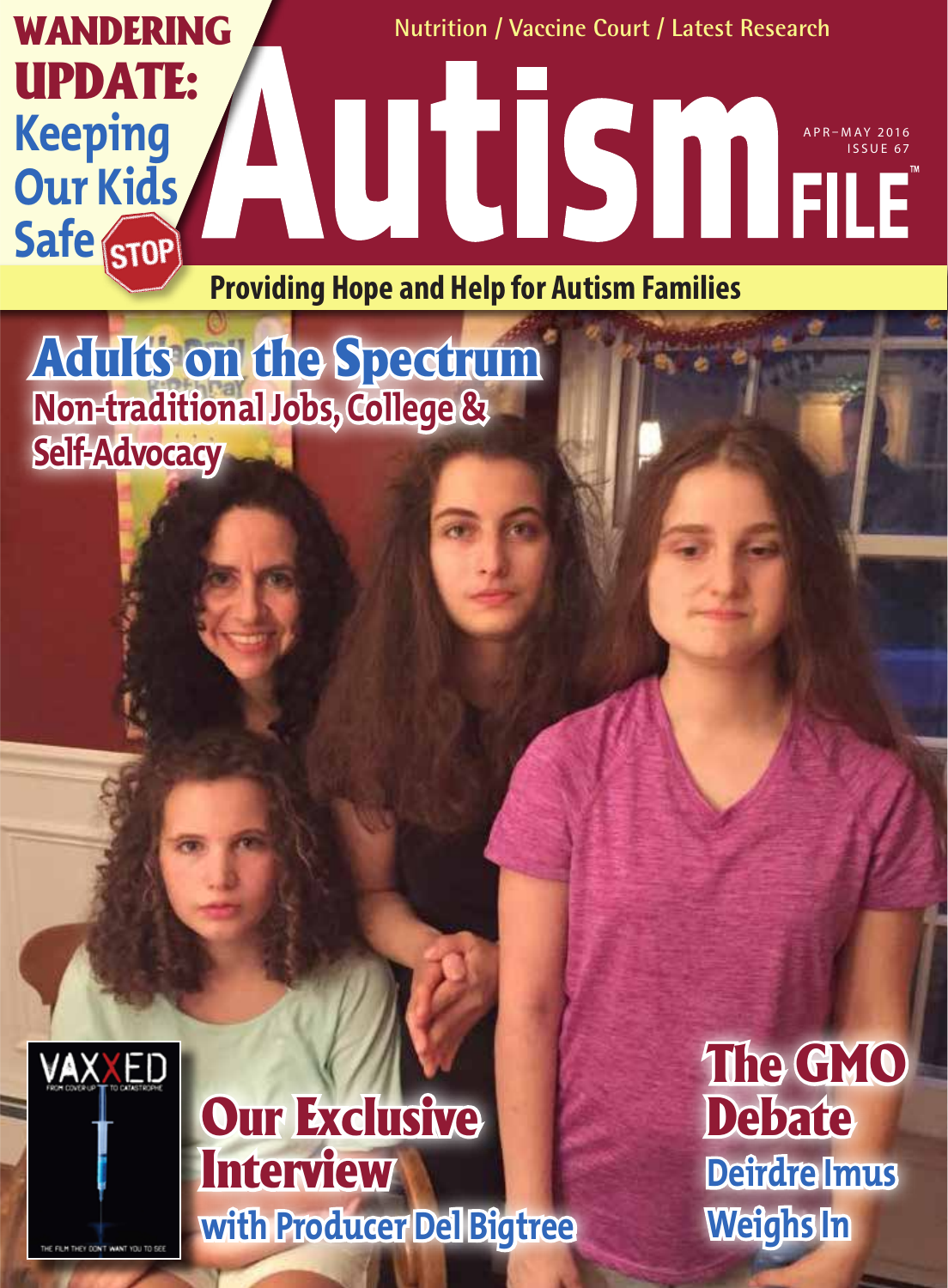# Autism FILE™

Nutrition / Vaccine Court / Latest Research

APR–MAY 2016
ISSUE 67

**Providing Hope and Help for Autism Families**

## WANDERING UPDATE: Keeping Our Kids Safe

STOP

## Adults on the Spectrum

**Non-traditional Jobs, College & Self-Advocacy**

VAXXED

FROM COVER-UP TO CATASTROPHE

THE FILM THEY DON'T WANT YOU TO SEE

## Our Exclusive Interview

**with Producer Del Bigtree**

## The GMO Debate

**Deirdre Imus Weighs In**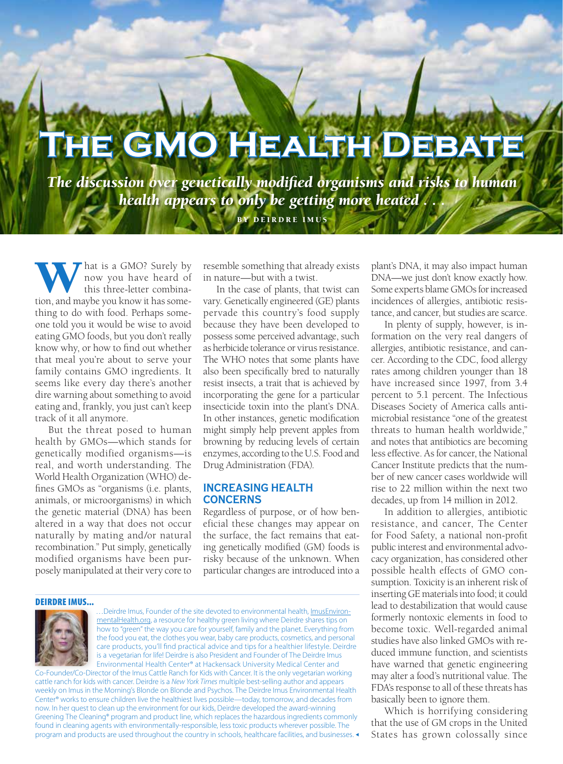# The GMO Health Debate

*The discussion over genetically modified organisms and risks to human health appears to only be getting more heated . . .*

BY DEIRDRE IMUS

What is a GMO? Surely by now you have heard of this three-letter combination, and maybe you know it has something to do with food. Perhaps someone told you it would be wise to avoid eating GMO foods, but you don't really know why, or how to find out whether that meal you're about to serve your family contains GMO ingredients. It seems like every day there's another dire warning about something to avoid eating and, frankly, you just can't keep track of it all anymore.

But the threat posed to human health by GMOs—which stands for genetically modified organisms—is real, and worth understanding. The World Health Organization (WHO) defines GMOs as "organisms (i.e. plants, animals, or microorganisms) in which the genetic material (DNA) has been altered in a way that does not occur naturally by mating and/or natural recombination." Put simply, genetically modified organisms have been purposely manipulated at their very core to resemble something that already exists in nature—but with a twist.

In the case of plants, that twist can vary. Genetically engineered (GE) plants pervade this country's food supply because they have been developed to possess some perceived advantage, such as herbicide tolerance or virus resistance. The WHO notes that some plants have also been specifically bred to naturally resist insects, a trait that is achieved by incorporating the gene for a particular insecticide toxin into the plant's DNA. In other instances, genetic modification might simply help prevent apples from browning by reducing levels of certain enzymes, according to the U.S. Food and Drug Administration (FDA).

## INCREASING HEALTH CONCERNS

Regardless of purpose, or of how beneficial these changes may appear on the surface, the fact remains that eating genetically modified (GM) foods is risky because of the unknown. When particular changes are introduced into a plant's DNA, it may also impact human DNA—we just don't know exactly how. Some experts blame GMOs for increased incidences of allergies, antibiotic resistance, and cancer, but studies are scarce.

In plenty of supply, however, is information on the very real dangers of allergies, antibiotic resistance, and cancer. According to the CDC, food allergy rates among children younger than 18 have increased since 1997, from 3.4 percent to 5.1 percent. The Infectious Diseases Society of America calls antimicrobial resistance "one of the greatest threats to human health worldwide," and notes that antibiotics are becoming less effective. As for cancer, the National Cancer Institute predicts that the number of new cancer cases worldwide will rise to 22 million within the next two decades, up from 14 million in 2012.

In addition to allergies, antibiotic resistance, and cancer, The Center for Food Safety, a national non-profit public interest and environmental advocacy organization, has considered other possible health effects of GMO consumption. Toxicity is an inherent risk of inserting GE materials into food; it could lead to destabilization that would cause formerly nontoxic elements in food to become toxic. Well-regarded animal studies have also linked GMOs with reduced immune function, and scientists have warned that genetic engineering may alter a food's nutritional value. The FDA's response to all of these threats has basically been to ignore them.

Which is horrifying considering that the use of GM crops in the United States has grown colossally since

---

**DEIRDRE IMUS...**

...Deirdre Imus, Founder of the site devoted to environmental health, ImusEnvironmentalHealth.org, a resource for healthy green living where Deirdre shares tips on how to "green" the way you care for yourself, family and the planet. Everything from the food you eat, the clothes you wear, baby care products, cosmetics, and personal care products, you'll find practical advice and tips for a healthier lifestyle. Deirdre is a vegetarian for life! Deirdre is also President and Founder of The Deirdre Imus Environmental Health Center® at Hackensack University Medical Center and Co-Founder/Co-Director of the Imus Cattle Ranch for Kids with Cancer. It is the only vegetarian working cattle ranch for kids with cancer. Deirdre is a *New York Times* multiple best-selling author and appears weekly on Imus in the Morning's Blonde on Blonde and Psychos. The Deirdre Imus Environmental Health Center® works to ensure children live the healthiest lives possible—today, tomorrow, and decades from now. In her quest to clean up the environment for our kids, Deirdre developed the award-winning Greening The Cleaning® program and product line, which replaces the hazardous ingredients commonly found in cleaning agents with environmentally-responsible, less toxic products wherever possible. The program and products are used throughout the country in schools, healthcare facilities, and businesses.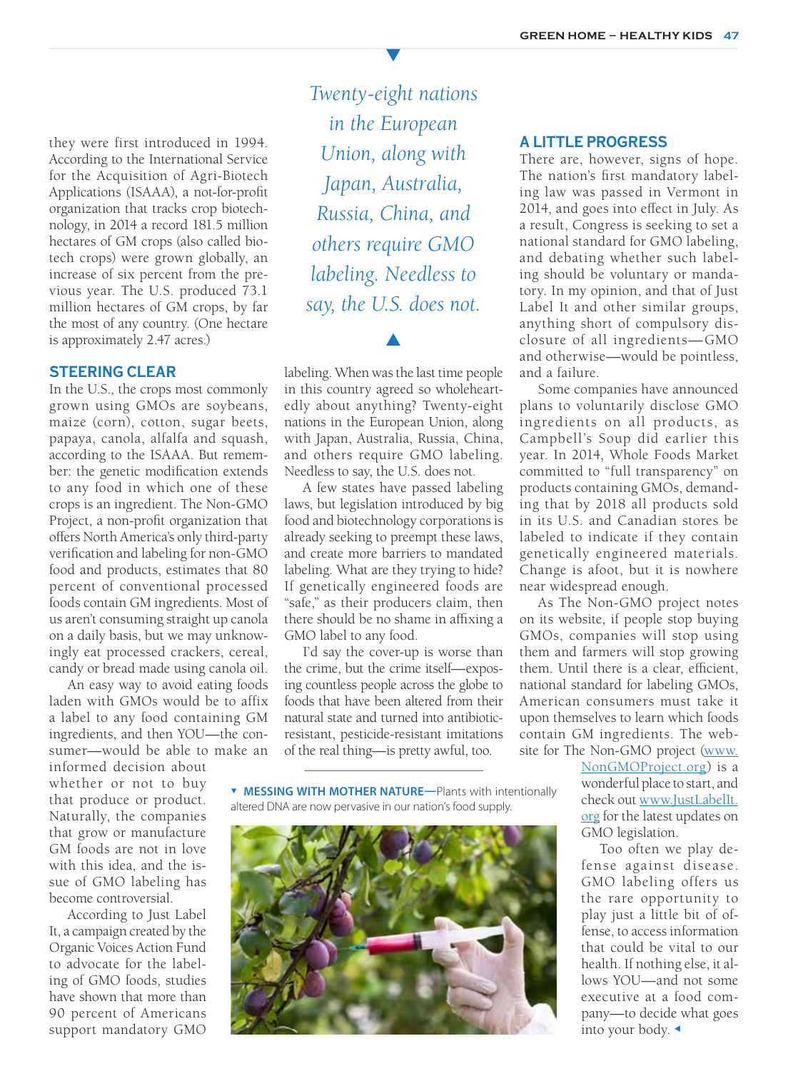they were first introduced in 1994. According to the International Service for the Acquisition of Agri-Biotech Applications (ISAAA), a not-for-profit organization that tracks crop biotechnology, in 2014 a record 181.5 million hectares of GM crops (also called biotech crops) were grown globally, an increase of six percent from the previous year. The U.S. produced 73.1 million hectares of GM crops, by far the most of any country. (One hectare is approximately 2.47 acres.)

## STEERING CLEAR

In the U.S., the crops most commonly grown using GMOs are soybeans, maize (corn), cotton, sugar beets, papaya, canola, alfalfa and squash, according to the ISAAA. But remember: the genetic modification extends to any food in which one of these crops is an ingredient. The Non-GMO Project, a non-profit organization that offers North America's only third-party verification and labeling for non-GMO food and products, estimates that 80 percent of conventional processed foods contain GM ingredients. Most of us aren't consuming straight up canola on a daily basis, but we may unknowingly eat processed crackers, cereal, candy or bread made using canola oil.

An easy way to avoid eating foods laden with GMOs would be to affix a label to any food containing GM ingredients, and then YOU—the consumer—would be able to make an informed decision about whether or not to buy that produce or product. Naturally, the companies that grow or manufacture GM foods are not in love with this idea, and the issue of GMO labeling has become controversial.

According to Just Label It, a campaign created by the Organic Voices Action Fund to advocate for the labeling of GMO foods, studies have shown that more than 90 percent of Americans support mandatory GMO labeling. When was the last time people in this country agreed so wholeheartedly about anything? Twenty-eight nations in the European Union, along with Japan, Australia, Russia, China, and others require GMO labeling. Needless to say, the U.S. does not.

*Twenty-eight nations in the European Union, along with Japan, Australia, Russia, China, and others require GMO labeling. Needless to say, the U.S. does not.*

A few states have passed labeling laws, but legislation introduced by big food and biotechnology corporations is already seeking to preempt these laws, and create more barriers to mandated labeling. What are they trying to hide? If genetically engineered foods are "safe," as their producers claim, then there should be no shame in affixing a GMO label to any food.

I'd say the cover-up is worse than the crime, but the crime itself—exposing countless people across the globe to foods that have been altered from their natural state and turned into antibiotic-resistant, pesticide-resistant imitations of the real thing—is pretty awful, too.

**MESSING WITH MOTHER NATURE**—Plants with intentionally altered DNA are now pervasive in our nation's food supply.

## A LITTLE PROGRESS

There are, however, signs of hope. The nation's first mandatory labeling law was passed in Vermont in 2014, and goes into effect in July. As a result, Congress is seeking to set a national standard for GMO labeling, and debating whether such labeling should be voluntary or mandatory. In my opinion, and that of Just Label It and other similar groups, anything short of compulsory disclosure of all ingredients—GMO and otherwise—would be pointless, and a failure.

Some companies have announced plans to voluntarily disclose GMO ingredients on all products, as Campbell's Soup did earlier this year. In 2014, Whole Foods Market committed to "full transparency" on products containing GMOs, demanding that by 2018 all products sold in its U.S. and Canadian stores be labeled to indicate if they contain genetically engineered materials. Change is afoot, but it is nowhere near widespread enough.

As The Non-GMO project notes on its website, if people stop buying GMOs, companies will stop using them and farmers will stop growing them. Until there is a clear, efficient, national standard for labeling GMOs, American consumers must take it upon themselves to learn which foods contain GM ingredients. The website for The Non-GMO project (www.NonGMOProject.org) is a wonderful place to start, and check out www.JustLabelIt.org for the latest updates on GMO legislation.

Too often we play defense against disease. GMO labeling offers us the rare opportunity to play just a little bit of offense, to access information that could be vital to our health. If nothing else, it allows YOU—and not some executive at a food company—to decide what goes into your body.